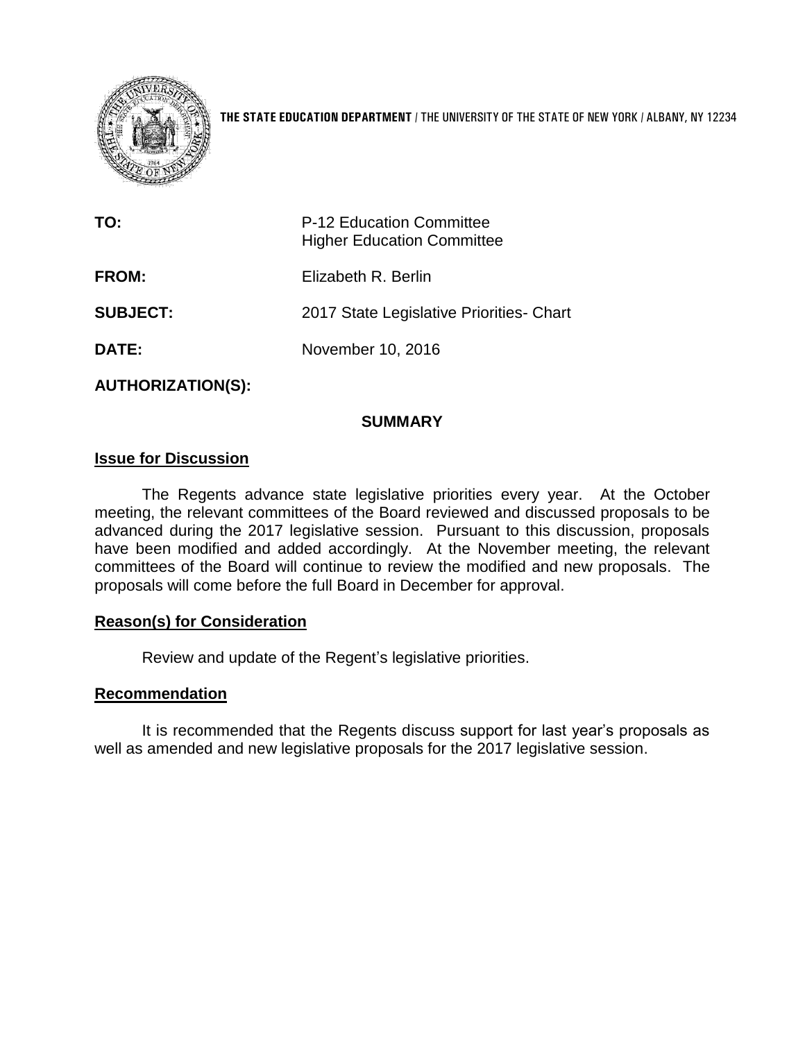**THE STATE EDUCATION DEPARTMENT** / THE UNIVERSITY OF THE STATE OF NEW YORK / ALBANY, NY 12234

| | |
|---|---|
| **TO:** | P-12 Education Committee<br>Higher Education Committee |
| **FROM:** | Elizabeth R. Berlin |
| **SUBJECT:** | 2017 State Legislative Priorities- Chart |
| **DATE:** | November 10, 2016 |
| **AUTHORIZATION(S):** | |

## SUMMARY

### Issue for Discussion

The Regents advance state legislative priorities every year. At the October meeting, the relevant committees of the Board reviewed and discussed proposals to be advanced during the 2017 legislative session. Pursuant to this discussion, proposals have been modified and added accordingly. At the November meeting, the relevant committees of the Board will continue to review the modified and new proposals. The proposals will come before the full Board in December for approval.

### Reason(s) for Consideration

Review and update of the Regent's legislative priorities.

### Recommendation

It is recommended that the Regents discuss support for last year's proposals as well as amended and new legislative proposals for the 2017 legislative session.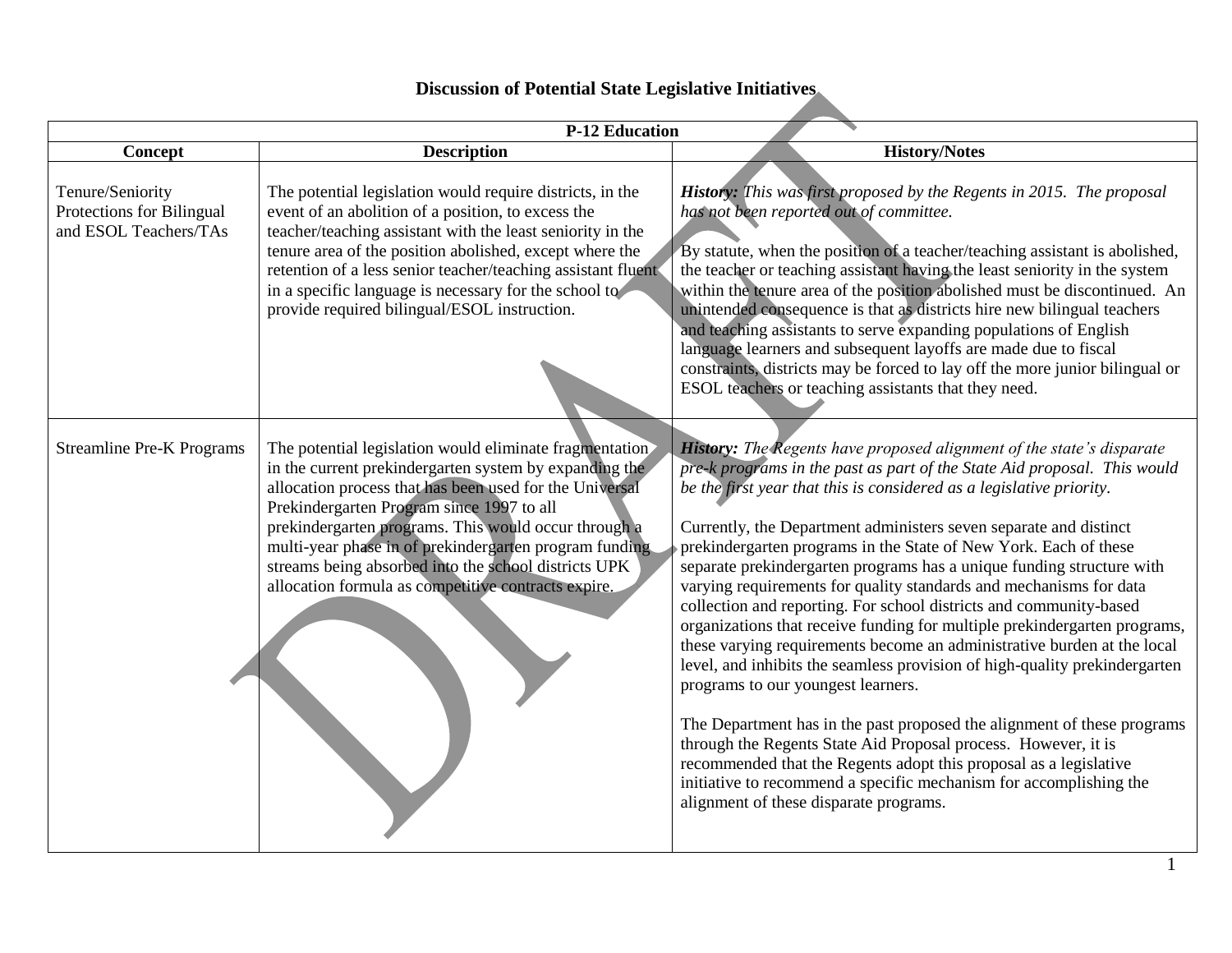# Discussion of Potential State Legislative Initiatives

| P-12 Education | | |
|---|---|---|
| **Concept** | **Description** | **History/Notes** |
| Tenure/Seniority Protections for Bilingual and ESOL Teachers/TAs | The potential legislation would require districts, in the event of an abolition of a position, to excess the teacher/teaching assistant with the least seniority in the tenure area of the position abolished, except where the retention of a less senior teacher/teaching assistant fluent in a specific language is necessary for the school to provide required bilingual/ESOL instruction. | ***History:*** *This was first proposed by the Regents in 2015. The proposal has not been reported out of committee.*<br><br>By statute, when the position of a teacher/teaching assistant is abolished, the teacher or teaching assistant having the least seniority in the system within the tenure area of the position abolished must be discontinued. An unintended consequence is that as districts hire new bilingual teachers and teaching assistants to serve expanding populations of English language learners and subsequent layoffs are made due to fiscal constraints, districts may be forced to lay off the more junior bilingual or ESOL teachers or teaching assistants that they need. |
| Streamline Pre-K Programs | The potential legislation would eliminate fragmentation in the current prekindergarten system by expanding the allocation process that has been used for the Universal Prekindergarten Program since 1997 to all prekindergarten programs. This would occur through a multi-year phase in of prekindergarten program funding streams being absorbed into the school districts UPK allocation formula as competitive contracts expire. | ***History:*** *The Regents have proposed alignment of the state's disparate pre-k programs in the past as part of the State Aid proposal. This would be the first year that this is considered as a legislative priority.*<br><br>Currently, the Department administers seven separate and distinct prekindergarten programs in the State of New York. Each of these separate prekindergarten programs has a unique funding structure with varying requirements for quality standards and mechanisms for data collection and reporting. For school districts and community-based organizations that receive funding for multiple prekindergarten programs, these varying requirements become an administrative burden at the local level, and inhibits the seamless provision of high-quality prekindergarten programs to our youngest learners.<br><br>The Department has in the past proposed the alignment of these programs through the Regents State Aid Proposal process. However, it is recommended that the Regents adopt this proposal as a legislative initiative to recommend a specific mechanism for accomplishing the alignment of these disparate programs. |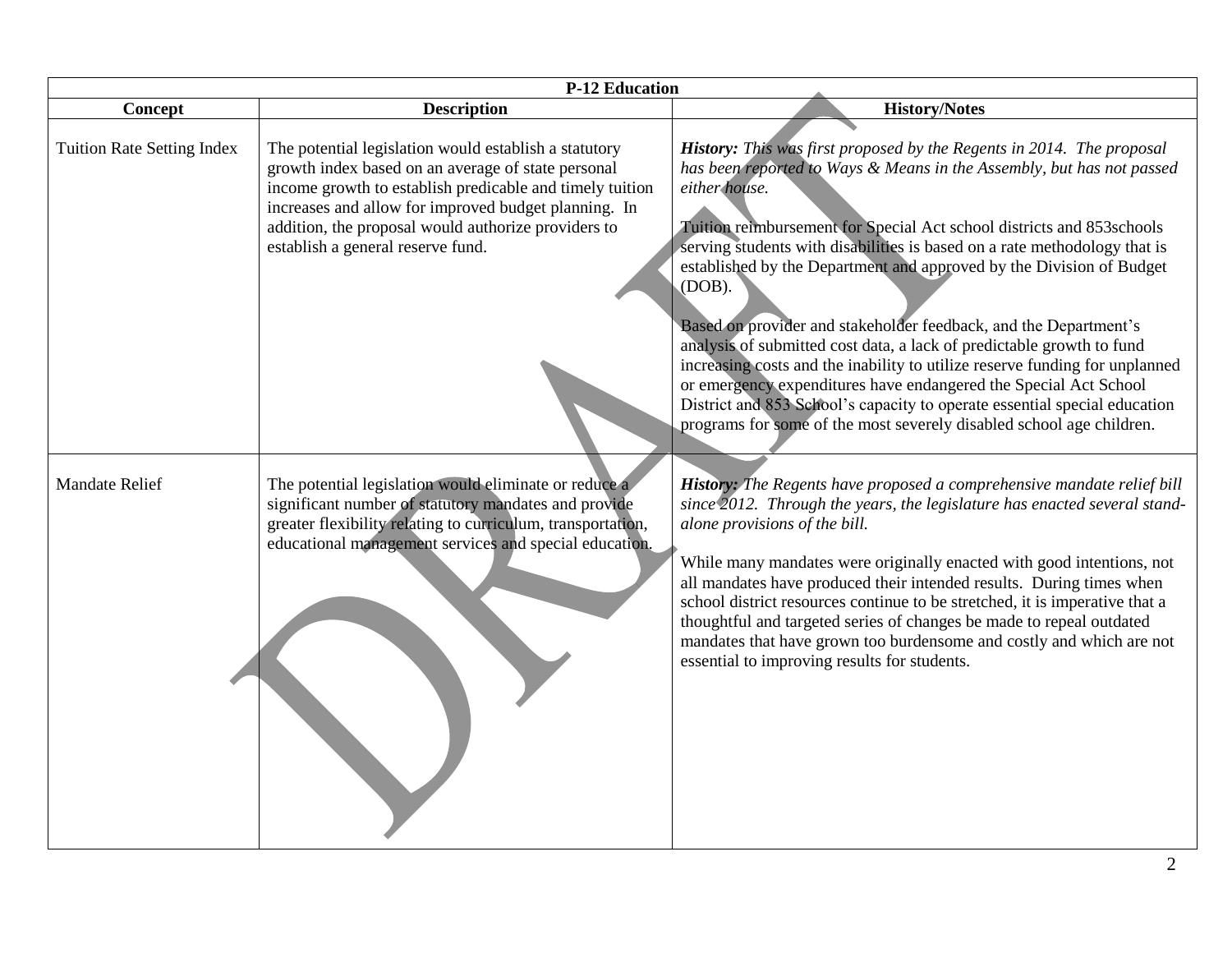| P-12 Education | | |
|---|---|---|
| **Concept** | **Description** | **History/Notes** |
| Tuition Rate Setting Index | The potential legislation would establish a statutory growth index based on an average of state personal income growth to establish predicable and timely tuition increases and allow for improved budget planning. In addition, the proposal would authorize providers to establish a general reserve fund. | ***History:*** *This was first proposed by the Regents in 2014. The proposal has been reported to Ways & Means in the Assembly, but has not passed either house.*<br><br>Tuition reimbursement for Special Act school districts and 853schools serving students with disabilities is based on a rate methodology that is established by the Department and approved by the Division of Budget (DOB).<br><br>Based on provider and stakeholder feedback, and the Department's analysis of submitted cost data, a lack of predictable growth to fund increasing costs and the inability to utilize reserve funding for unplanned or emergency expenditures have endangered the Special Act School District and 853 School's capacity to operate essential special education programs for some of the most severely disabled school age children. |
| Mandate Relief | The potential legislation would eliminate or reduce a significant number of statutory mandates and provide greater flexibility relating to curriculum, transportation, educational management services and special education. | ***History:*** *The Regents have proposed a comprehensive mandate relief bill since 2012. Through the years, the legislature has enacted several stand-alone provisions of the bill.*<br><br>While many mandates were originally enacted with good intentions, not all mandates have produced their intended results. During times when school district resources continue to be stretched, it is imperative that a thoughtful and targeted series of changes be made to repeal outdated mandates that have grown too burdensome and costly and which are not essential to improving results for students. |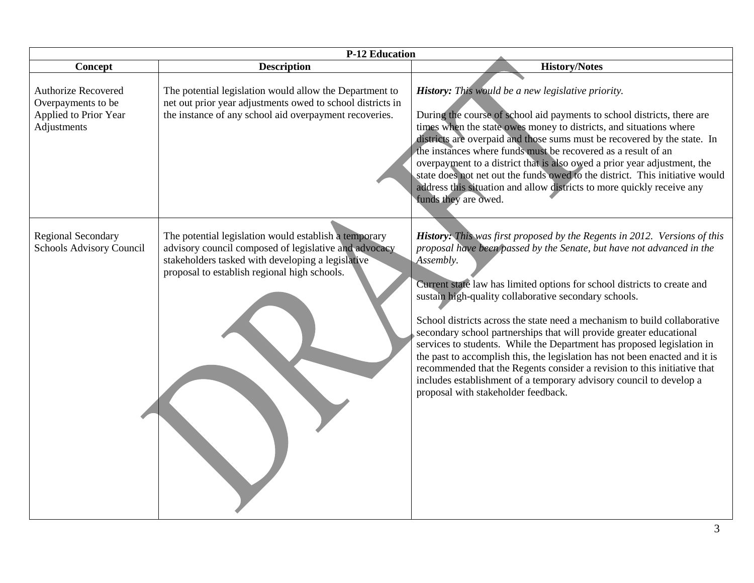| P-12 Education | | |
|---|---|---|
| **Concept** | **Description** | **History/Notes** |
| Authorize Recovered Overpayments to be Applied to Prior Year Adjustments | The potential legislation would allow the Department to net out prior year adjustments owed to school districts in the instance of any school aid overpayment recoveries. | ***History:*** *This would be a new legislative priority.*<br><br>During the course of school aid payments to school districts, there are times when the state owes money to districts, and situations where districts are overpaid and those sums must be recovered by the state. In the instances where funds must be recovered as a result of an overpayment to a district that is also owed a prior year adjustment, the state does not net out the funds owed to the district. This initiative would address this situation and allow districts to more quickly receive any funds they are owed. |
| Regional Secondary Schools Advisory Council | The potential legislation would establish a temporary advisory council composed of legislative and advocacy stakeholders tasked with developing a legislative proposal to establish regional high schools. | ***History:*** *This was first proposed by the Regents in 2012. Versions of this proposal have been passed by the Senate, but have not advanced in the Assembly.*<br><br>Current state law has limited options for school districts to create and sustain high-quality collaborative secondary schools.<br><br>School districts across the state need a mechanism to build collaborative secondary school partnerships that will provide greater educational services to students. While the Department has proposed legislation in the past to accomplish this, the legislation has not been enacted and it is recommended that the Regents consider a revision to this initiative that includes establishment of a temporary advisory council to develop a proposal with stakeholder feedback. |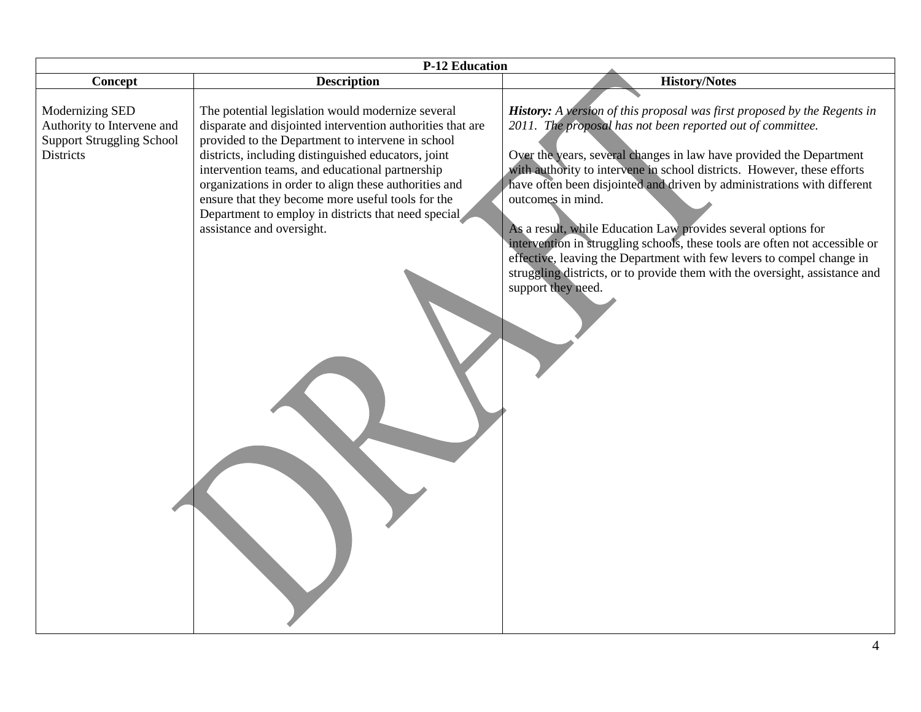| P-12 Education | | |
|---|---|---|
| **Concept** | **Description** | **History/Notes** |
| Modernizing SED Authority to Intervene and Support Struggling School Districts | The potential legislation would modernize several disparate and disjointed intervention authorities that are provided to the Department to intervene in school districts, including distinguished educators, joint intervention teams, and educational partnership organizations in order to align these authorities and ensure that they become more useful tools for the Department to employ in districts that need special assistance and oversight. | ***History:*** *A version of this proposal was first proposed by the Regents in 2011. The proposal has not been reported out of committee.*<br><br>Over the years, several changes in law have provided the Department with authority to intervene in school districts. However, these efforts have often been disjointed and driven by administrations with different outcomes in mind.<br><br>As a result, while Education Law provides several options for intervention in struggling schools, these tools are often not accessible or effective, leaving the Department with few levers to compel change in struggling districts, or to provide them with the oversight, assistance and support they need. |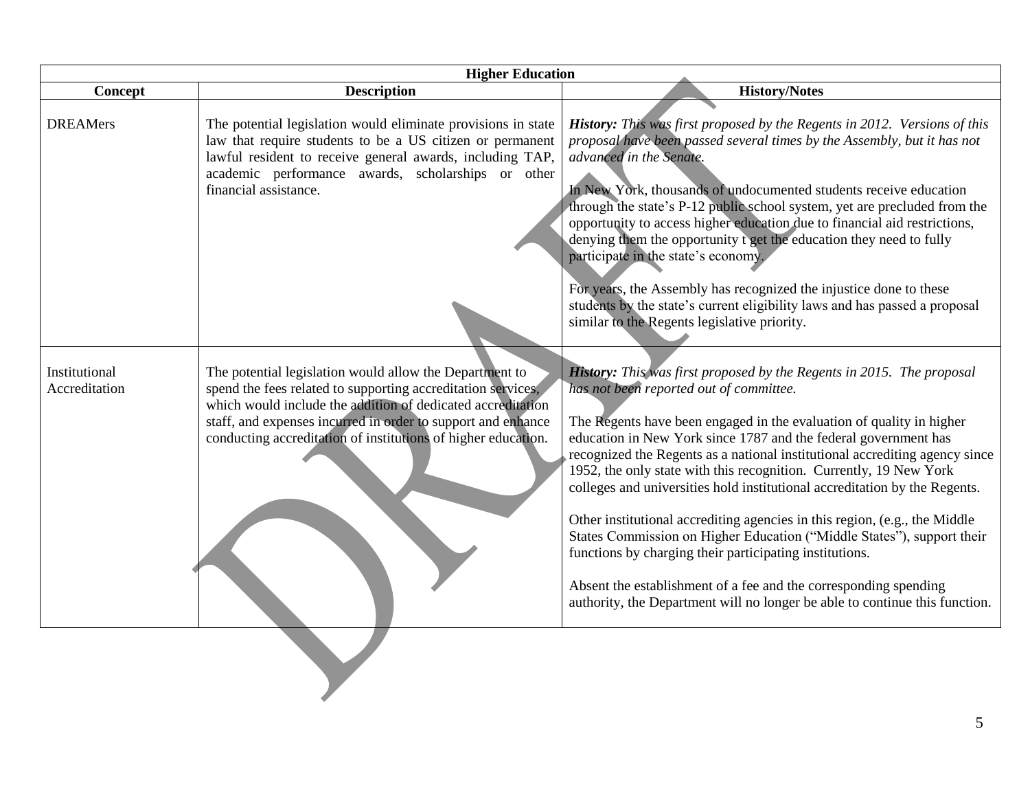| Higher Education | | |
|---|---|---|
| **Concept** | **Description** | **History/Notes** |
| DREAMers | The potential legislation would eliminate provisions in state law that require students to be a US citizen or permanent lawful resident to receive general awards, including TAP, academic performance awards, scholarships or other financial assistance. | ***History:*** *This was first proposed by the Regents in 2012. Versions of this proposal have been passed several times by the Assembly, but it has not advanced in the Senate.*<br><br>In New York, thousands of undocumented students receive education through the state's P-12 public school system, yet are precluded from the opportunity to access higher education due to financial aid restrictions, denying them the opportunity t get the education they need to fully participate in the state's economy.<br><br>For years, the Assembly has recognized the injustice done to these students by the state's current eligibility laws and has passed a proposal similar to the Regents legislative priority. |
| Institutional Accreditation | The potential legislation would allow the Department to spend the fees related to supporting accreditation services, which would include the addition of dedicated accreditation staff, and expenses incurred in order to support and enhance conducting accreditation of institutions of higher education. | ***History:*** *This was first proposed by the Regents in 2015. The proposal has not been reported out of committee.*<br><br>The Regents have been engaged in the evaluation of quality in higher education in New York since 1787 and the federal government has recognized the Regents as a national institutional accrediting agency since 1952, the only state with this recognition. Currently, 19 New York colleges and universities hold institutional accreditation by the Regents.<br><br>Other institutional accrediting agencies in this region, (e.g., the Middle States Commission on Higher Education ("Middle States"), support their functions by charging their participating institutions.<br><br>Absent the establishment of a fee and the corresponding spending authority, the Department will no longer be able to continue this function. |